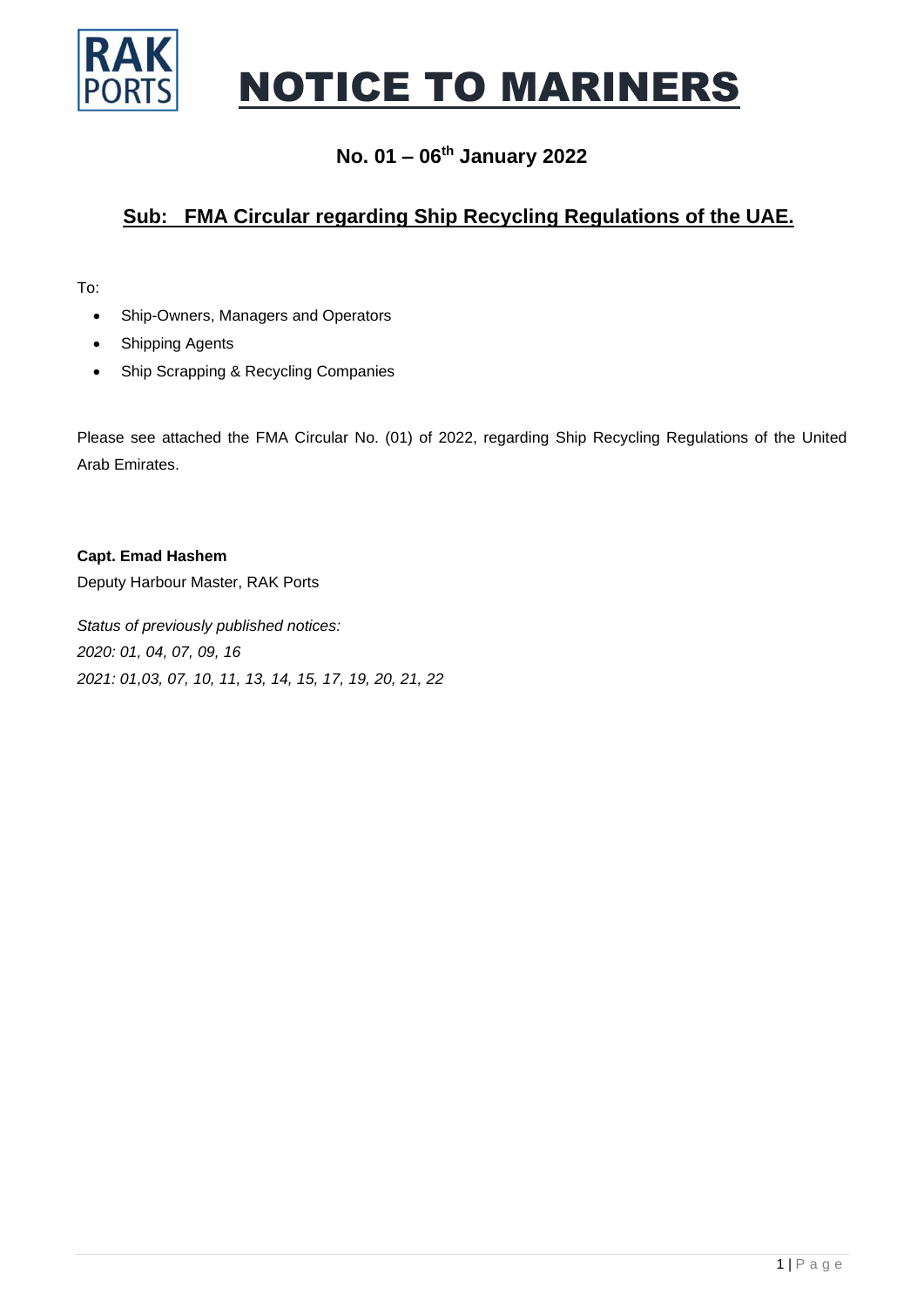RAK PORTS

# NOTICE TO MARINERS

## No. 01 – 06th January 2022

## Sub: FMA Circular regarding Ship Recycling Regulations of the UAE.

To:

- Ship-Owners, Managers and Operators
- Shipping Agents
- Ship Scrapping & Recycling Companies

Please see attached the FMA Circular No. (01) of 2022, regarding Ship Recycling Regulations of the United Arab Emirates.

**Capt. Emad Hashem**
Deputy Harbour Master, RAK Ports

*Status of previously published notices:*
*2020: 01, 04, 07, 09, 16*
*2021: 01,03, 07, 10, 11, 13, 14, 15, 17, 19, 20, 21, 22*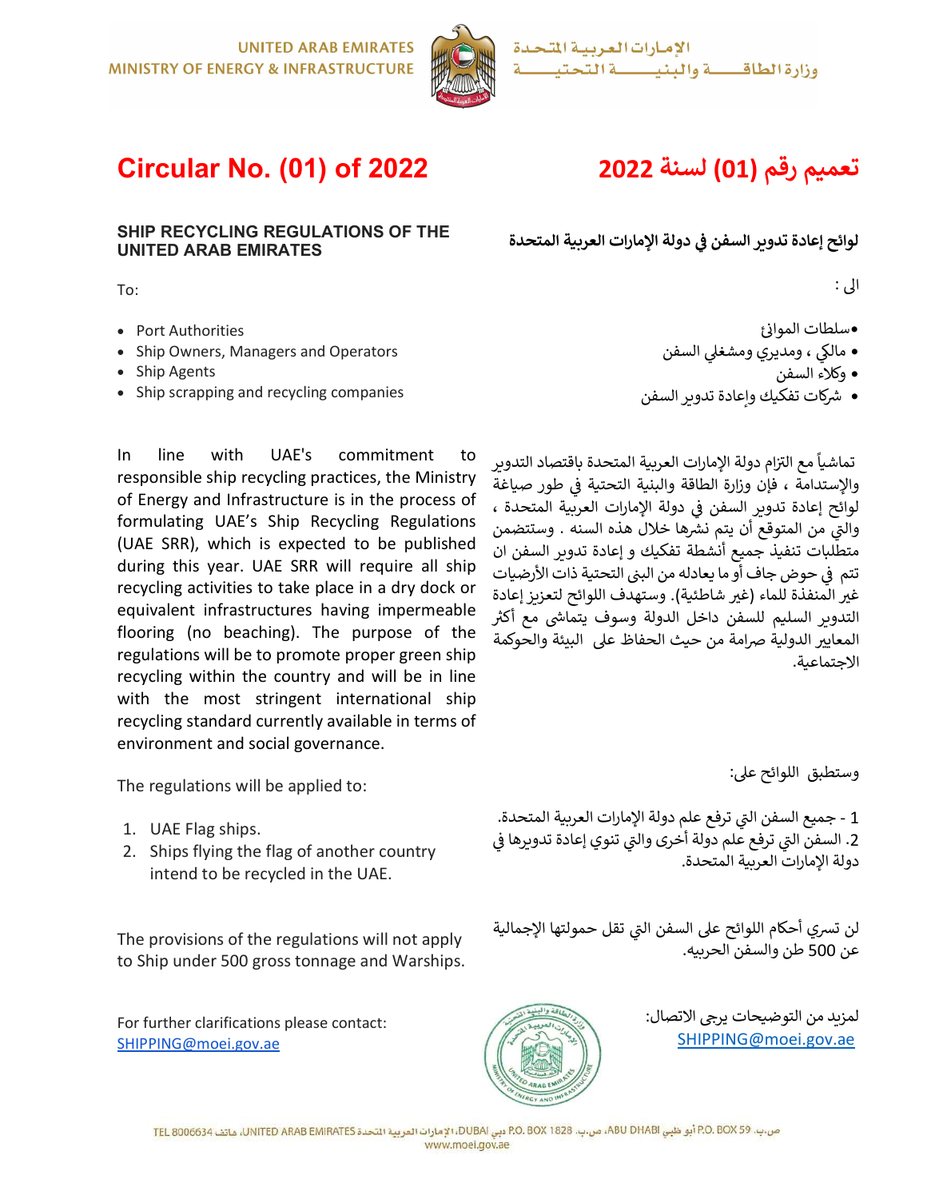UNITED ARAB EMIRATES
MINISTRY OF ENERGY & INFRASTRUCTURE

الإمارات العربية المتحدة
وزارة الطاقة والبنية التحتية

# Circular No. (01) of 2022

# تعميم رقم (01) لسنة 2022

**SHIP RECYCLING REGULATIONS OF THE UNITED ARAB EMIRATES**

To:

- Port Authorities
- Ship Owners, Managers and Operators
- Ship Agents
- Ship scrapping and recycling companies

In line with UAE's commitment to responsible ship recycling practices, the Ministry of Energy and Infrastructure is in the process of formulating UAE's Ship Recycling Regulations (UAE SRR), which is expected to be published during this year. UAE SRR will require all ship recycling activities to take place in a dry dock or equivalent infrastructures having impermeable flooring (no beaching). The purpose of the regulations will be to promote proper green ship recycling within the country and will be in line with the most stringent international ship recycling standard currently available in terms of environment and social governance.

The regulations will be applied to:

1. UAE Flag ships.
2. Ships flying the flag of another country intend to be recycled in the UAE.

The provisions of the regulations will not apply to Ship under 500 gross tonnage and Warships.

For further clarifications please contact:
SHIPPING@moei.gov.ae

**لوائح إعادة تدوير السفن في دولة الإمارات العربية المتحدة**

الى :

- سلطات الموانئ
- مالكي ، ومديري ومشغلي السفن
- وكلاء السفن
- شركات تفكيك وإعادة تدوير السفن

تماشياً مع التزام دولة الإمارات العربية المتحدة باقتصاد التدوير والإستدامة ، فإن وزارة الطاقة والبنية التحتية في طور صياغة لوائح إعادة تدوير السفن في دولة الإمارات العربية المتحدة ، والتي من المتوقع أن يتم نشرها خلال هذه السنه . وستتضمن متطلبات تنفيذ جميع أنشطة تفكيك و إعادة تدوير السفن ان تتم في حوض جاف أو ما يعادله من البنى التحتية ذات الأرضيات غير المنفذة للماء (غير شاطئية). وستهدف اللوائح لتعزيز إعادة التدوير السليم للسفن داخل الدولة وسوف يتماشى مع أكثر المعايير الدولية صرامة من حيث الحفاظ على البيئة والحوكمة الاجتماعية.

وستطبق اللوائح على:

1 - جميع السفن التي ترفع علم دولة الإمارات العربية المتحدة.
2. السفن التي ترفع علم دولة أخرى والتي تنوي إعادة تدويرها في دولة الإمارات العربية المتحدة.

لن تسري أحكام اللوائح على السفن التي تقل حمولتها الإجمالية عن 500 طن والسفن الحربيه.

لمزيد من التوضيحات يرجى الاتصال:
SHIPPING@moei.gov.ae

ص.ب. 59 P.O. BOX أبو ظبي ABU DHABI، ص.ب. 1828 P.O. BOX دبي DUBAI، الإمارات العربية المتحدة UNITED ARAB EMIRATES، هاتف 8006634 TEL
www.moei.gov.ae